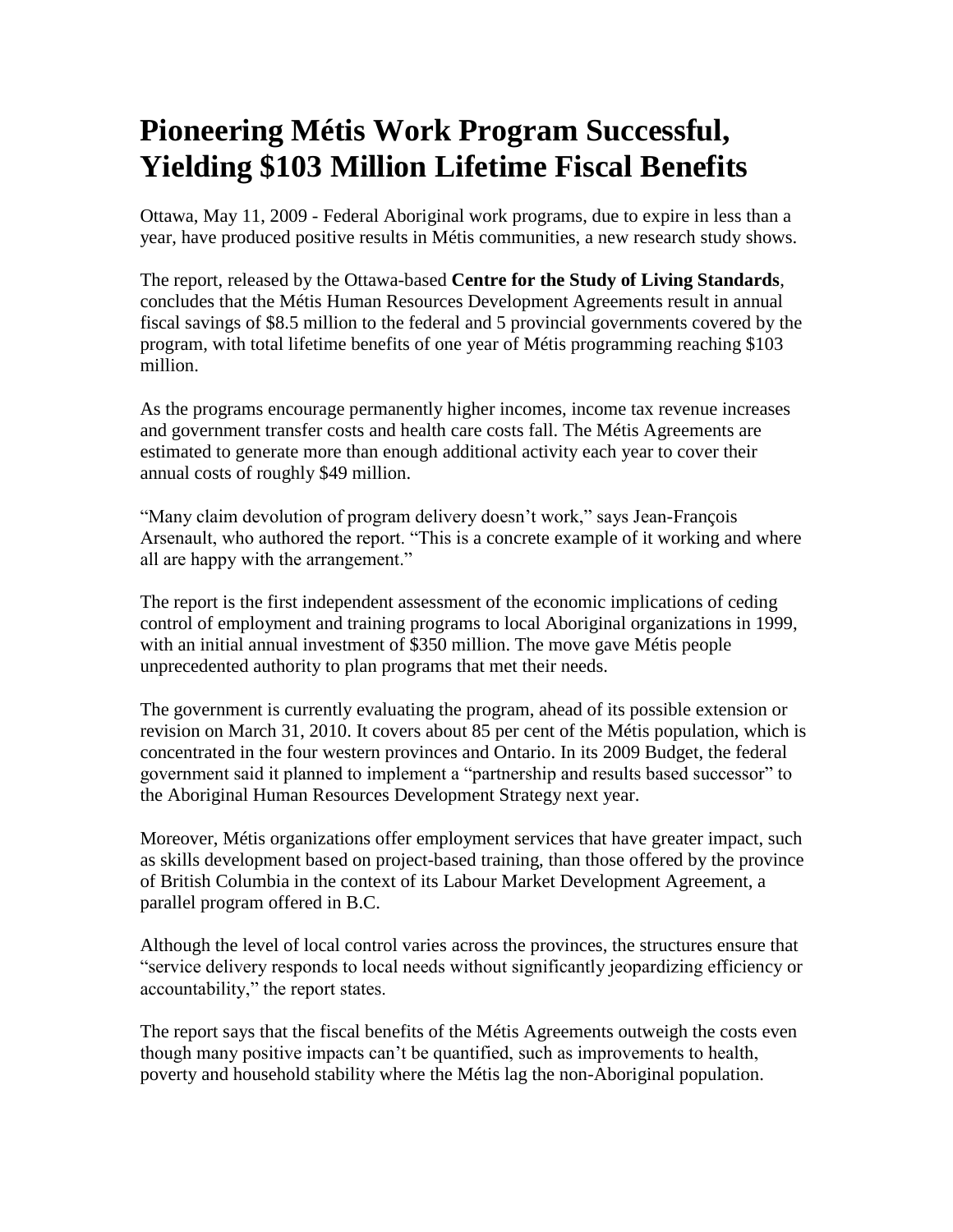# Pioneering Métis Work Program Successful, Yielding $103 Million Lifetime Fiscal Benefits

Ottawa, May 11, 2009 - Federal Aboriginal work programs, due to expire in less than a year, have produced positive results in Métis communities, a new research study shows.

The report, released by the Ottawa-based **Centre for the Study of Living Standards**, concludes that the Métis Human Resources Development Agreements result in annual fiscal savings of $8.5 million to the federal and 5 provincial governments covered by the program, with total lifetime benefits of one year of Métis programming reaching $103 million.

As the programs encourage permanently higher incomes, income tax revenue increases and government transfer costs and health care costs fall. The Métis Agreements are estimated to generate more than enough additional activity each year to cover their annual costs of roughly $49 million.

"Many claim devolution of program delivery doesn't work," says Jean-François Arsenault, who authored the report. "This is a concrete example of it working and where all are happy with the arrangement."

The report is the first independent assessment of the economic implications of ceding control of employment and training programs to local Aboriginal organizations in 1999, with an initial annual investment of $350 million. The move gave Métis people unprecedented authority to plan programs that met their needs.

The government is currently evaluating the program, ahead of its possible extension or revision on March 31, 2010. It covers about 85 per cent of the Métis population, which is concentrated in the four western provinces and Ontario. In its 2009 Budget, the federal government said it planned to implement a "partnership and results based successor" to the Aboriginal Human Resources Development Strategy next year.

Moreover, Métis organizations offer employment services that have greater impact, such as skills development based on project-based training, than those offered by the province of British Columbia in the context of its Labour Market Development Agreement, a parallel program offered in B.C.

Although the level of local control varies across the provinces, the structures ensure that "service delivery responds to local needs without significantly jeopardizing efficiency or accountability," the report states.

The report says that the fiscal benefits of the Métis Agreements outweigh the costs even though many positive impacts can't be quantified, such as improvements to health, poverty and household stability where the Métis lag the non-Aboriginal population.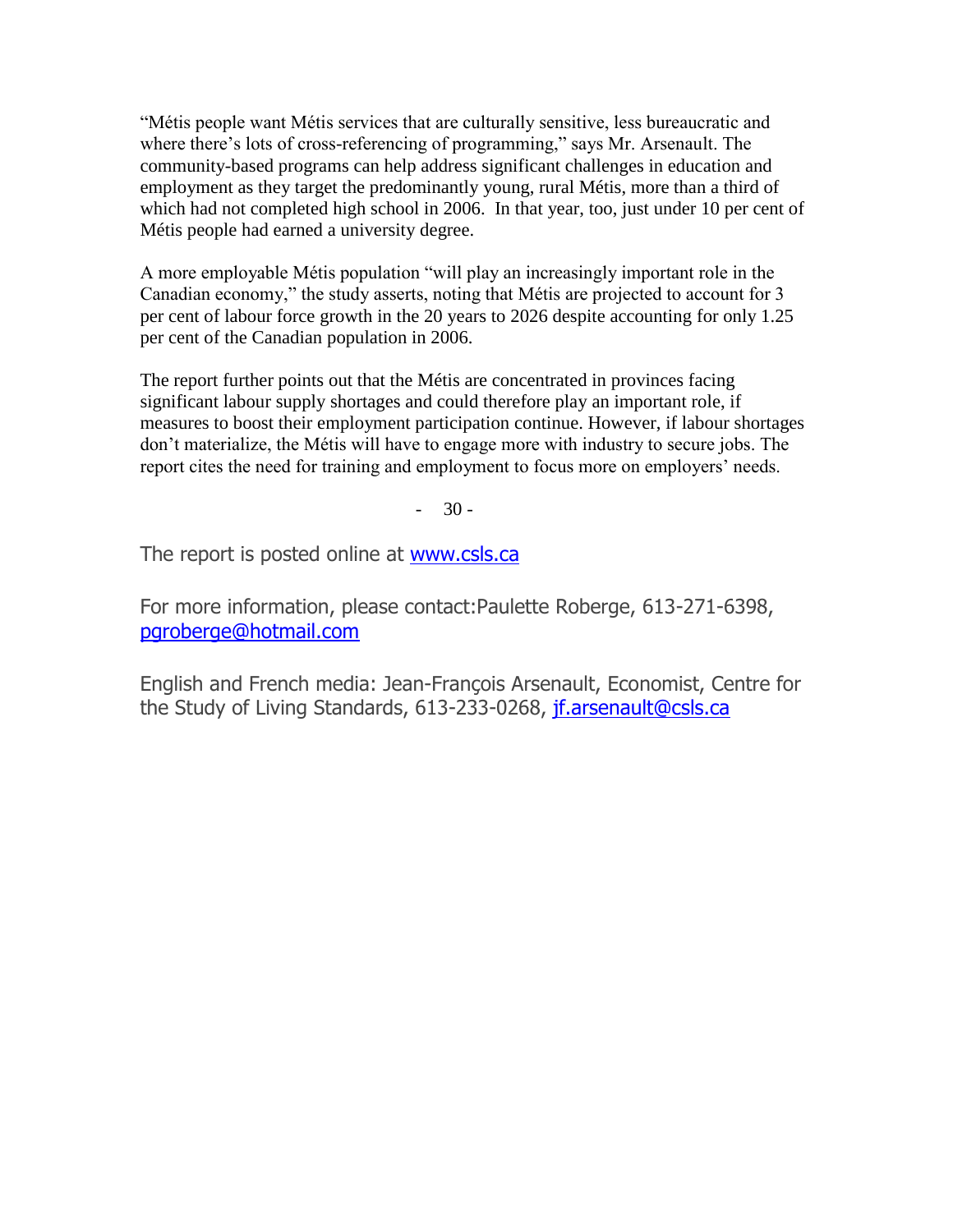"Métis people want Métis services that are culturally sensitive, less bureaucratic and where there's lots of cross-referencing of programming," says Mr. Arsenault. The community-based programs can help address significant challenges in education and employment as they target the predominantly young, rural Métis, more than a third of which had not completed high school in 2006. In that year, too, just under 10 per cent of Métis people had earned a university degree.

A more employable Métis population "will play an increasingly important role in the Canadian economy," the study asserts, noting that Métis are projected to account for 3 per cent of labour force growth in the 20 years to 2026 despite accounting for only 1.25 per cent of the Canadian population in 2006.

The report further points out that the Métis are concentrated in provinces facing significant labour supply shortages and could therefore play an important role, if measures to boost their employment participation continue. However, if labour shortages don't materialize, the Métis will have to engage more with industry to secure jobs. The report cites the need for training and employment to focus more on employers' needs.

\- 30 -

The report is posted online at [www.csls.ca](http://www.csls.ca)

For more information, please contact:Paulette Roberge, 613-271-6398, [pgroberge@hotmail.com](mailto:pgroberge@hotmail.com)

English and French media: Jean-François Arsenault, Economist, Centre for the Study of Living Standards, 613-233-0268, [jf.arsenault@csls.ca](mailto:jf.arsenault@csls.ca)